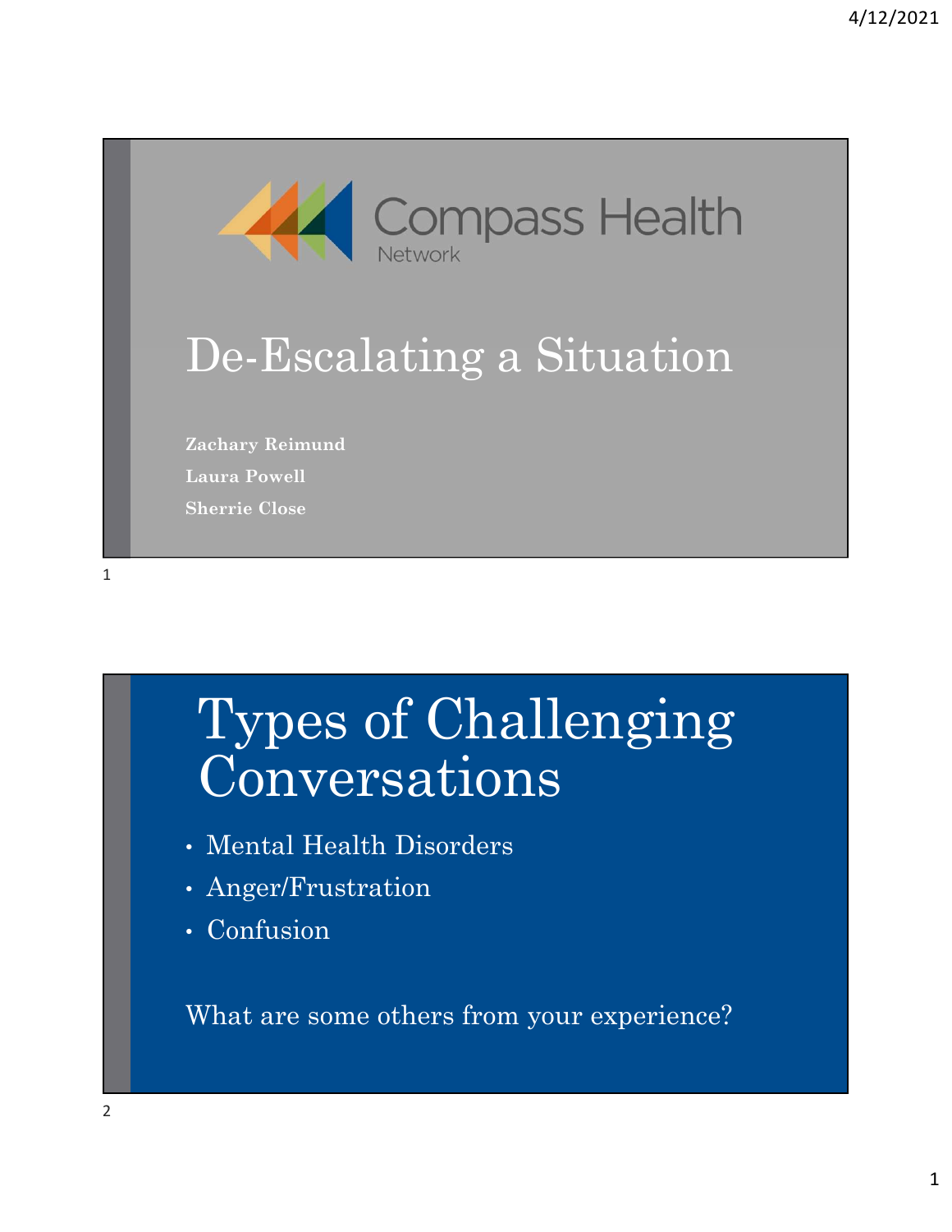Compass Health Network

# De-Escalating a Situation

**Zachary Reimund**

**Laura Powell**

**Sherrie Close**

# Types of Challenging Conversations

- Mental Health Disorders
- Anger/Frustration
- Confusion

What are some others from your experience?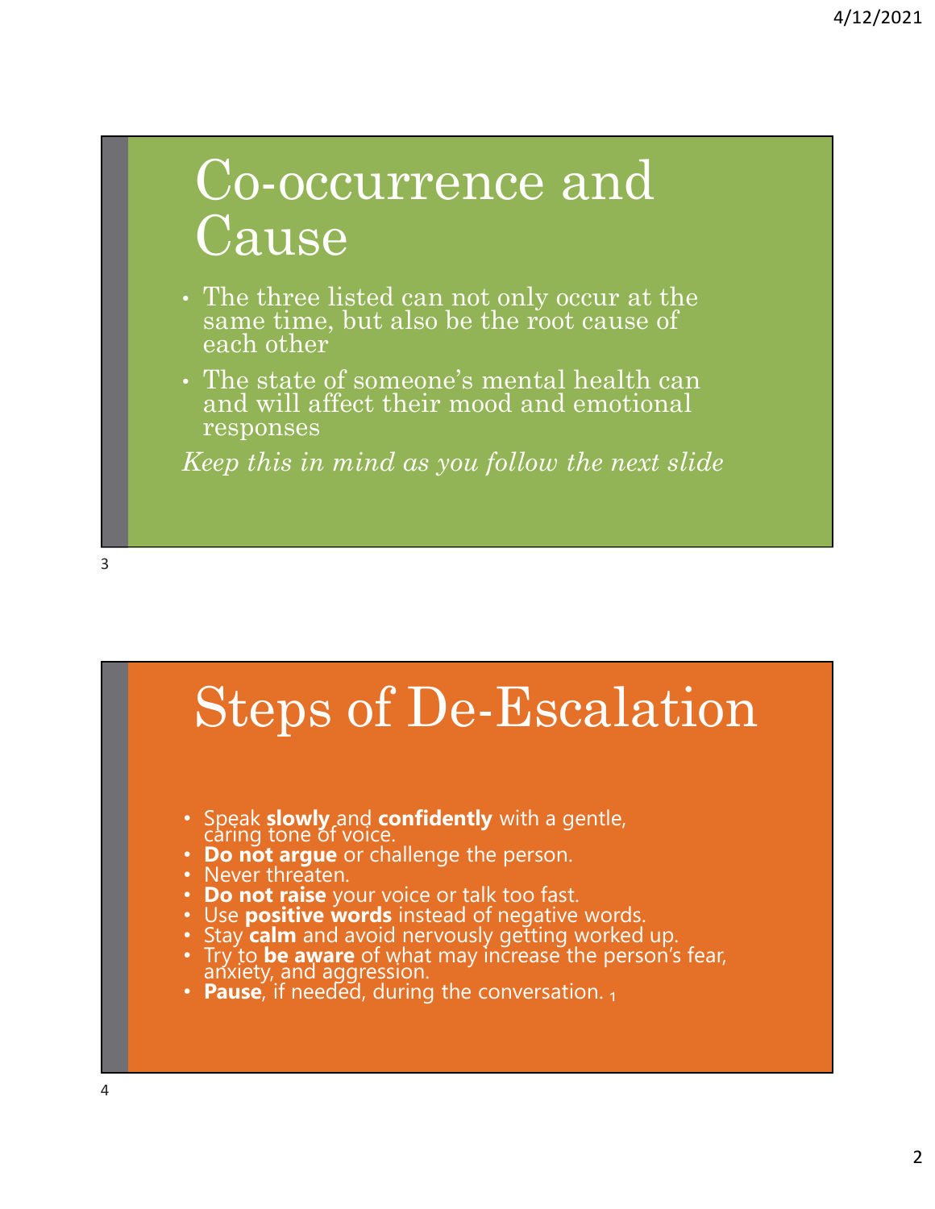# Co-occurrence and Cause

- The three listed can not only occur at the same time, but also be the root cause of each other
- The state of someone's mental health can and will affect their mood and emotional responses

*Keep this in mind as you follow the next slide*

# Steps of De-Escalation

- Speak **slowly** and **confidently** with a gentle, caring tone of voice.
- **Do not argue** or challenge the person.
- Never threaten.
- **Do not raise** your voice or talk too fast.
- Use **positive words** instead of negative words.
- Stay **calm** and avoid nervously getting worked up.
- Try to **be aware** of what may increase the person's fear, anxiety, and aggression.
- **Pause**, if needed, during the conversation. [1]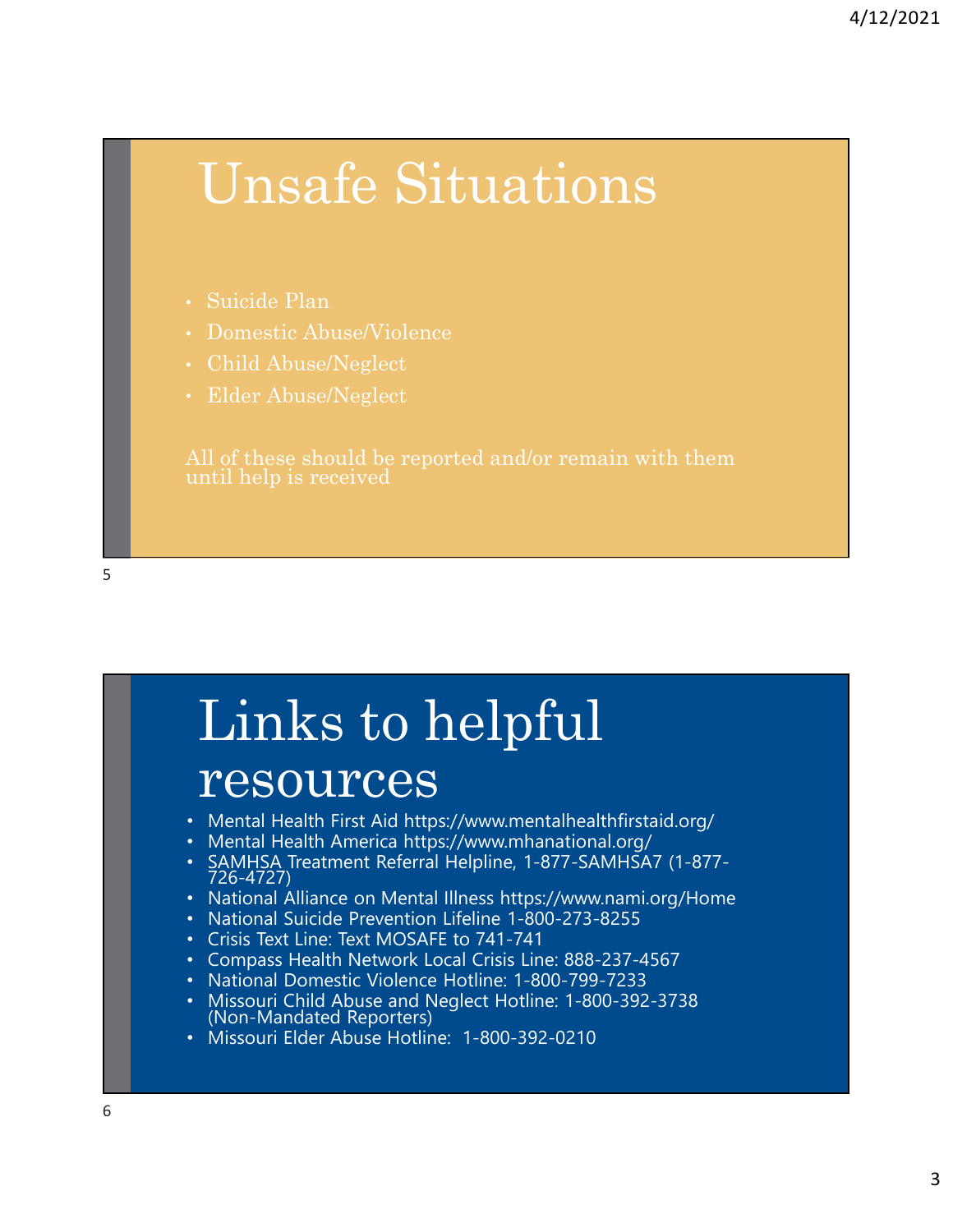# Unsafe Situations

- Suicide Plan
- Domestic Abuse/Violence
- Child Abuse/Neglect
- Elder Abuse/Neglect

All of these should be reported and/or remain with them until help is received

# Links to helpful resources

- Mental Health First Aid https://www.mentalhealthfirstaid.org/
- Mental Health America https://www.mhanational.org/
- SAMHSA Treatment Referral Helpline, 1-877-SAMHSA7 (1-877-726-4727)
- National Alliance on Mental Illness https://www.nami.org/Home
- National Suicide Prevention Lifeline 1-800-273-8255
- Crisis Text Line: Text MOSAFE to 741-741
- Compass Health Network Local Crisis Line: 888-237-4567
- National Domestic Violence Hotline: 1-800-799-7233
- Missouri Child Abuse and Neglect Hotline: 1-800-392-3738 (Non-Mandated Reporters)
- Missouri Elder Abuse Hotline: 1-800-392-0210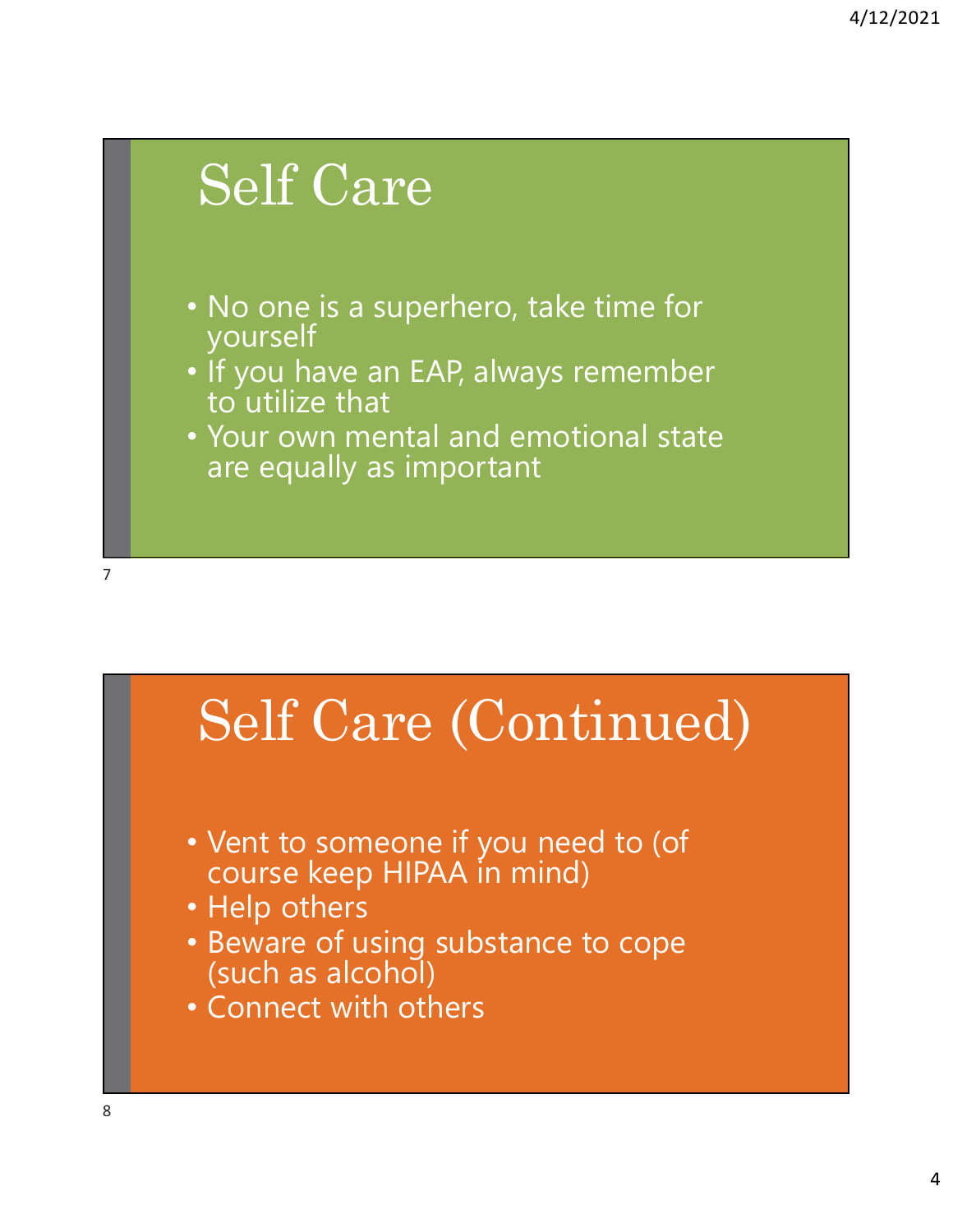# Self Care

- No one is a superhero, take time for yourself
- If you have an EAP, always remember to utilize that
- Your own mental and emotional state are equally as important

# Self Care (Continued)

- Vent to someone if you need to (of course keep HIPAA in mind)
- Help others
- Beware of using substance to cope (such as alcohol)
- Connect with others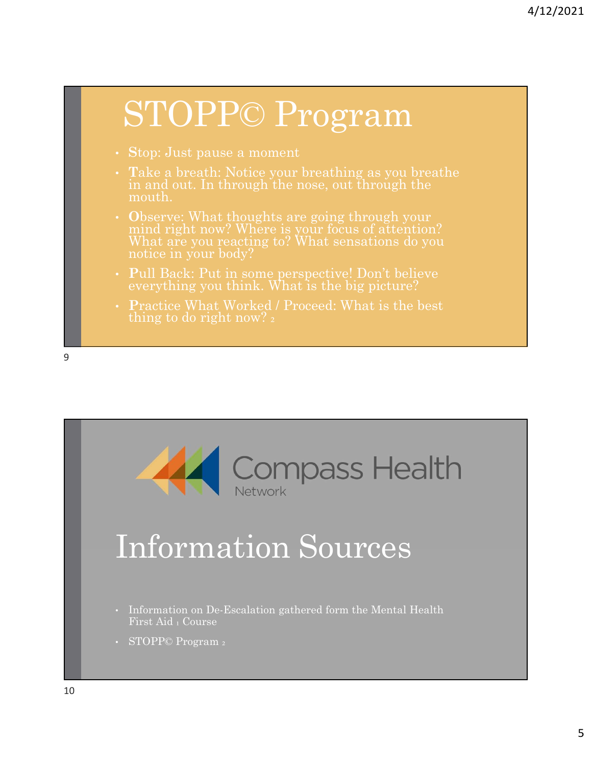# STOPP© Program

- **S**top: Just pause a moment
- **T**ake a breath: Notice your breathing as you breathe in and out. In through the nose, out through the mouth.
- **O**bserve: What thoughts are going through your mind right now? Where is your focus of attention? What are you reacting to? What sensations do you notice in your body?
- **P**ull Back: Put in some perspective! Don't believe everything you think. What is the big picture?
- **P**ractice What Worked / Proceed: What is the best thing to do right now? [2]

Compass Health Network

# Information Sources

- Information on De-Escalation gathered form the Mental Health First Aid [1] Course
- STOPP© Program [2]